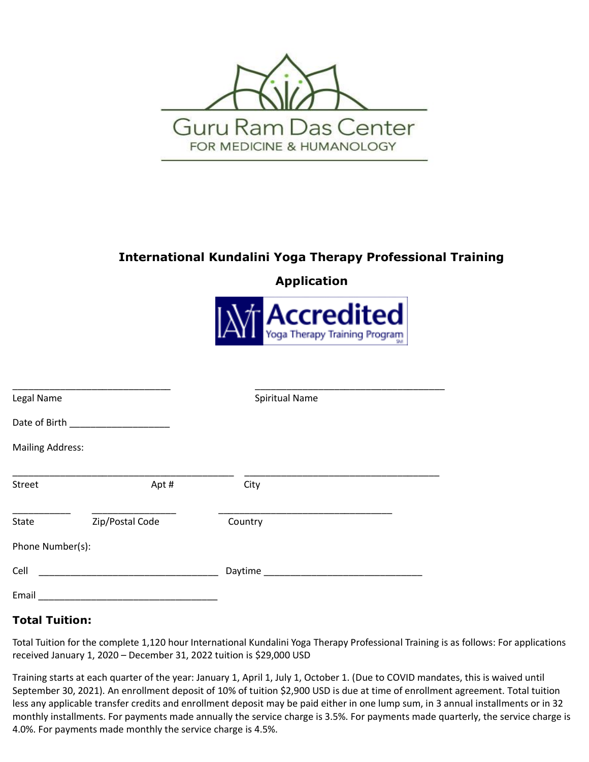Guru Ram Das Center

FOR MEDICINE & HUMANOLOGY

# International Kundalini Yoga Therapy Professional Training

## Application

IAYT Accredited Yoga Therapy Training Program

______________________________ ____________________________________

Legal Name Spiritual Name

Date of Birth ___________________

Mailing Address:

________________________________________ ____________________________________

Street Apt # City

___________ ________________ _________________________________

State Zip/Postal Code Country

Phone Number(s):

Cell __________________________________ Daytime ______________________________

Email __________________________________

### Total Tuition:

Total Tuition for the complete 1,120 hour International Kundalini Yoga Therapy Professional Training is as follows: For applications received January 1, 2020 – December 31, 2022 tuition is $29,000 USD

Training starts at each quarter of the year: January 1, April 1, July 1, October 1. (Due to COVID mandates, this is waived until September 30, 2021). An enrollment deposit of 10% of tuition $2,900 USD is due at time of enrollment agreement. Total tuition less any applicable transfer credits and enrollment deposit may be paid either in one lump sum, in 3 annual installments or in 32 monthly installments. For payments made annually the service charge is 3.5%. For payments made quarterly, the service charge is 4.0%. For payments made monthly the service charge is 4.5%.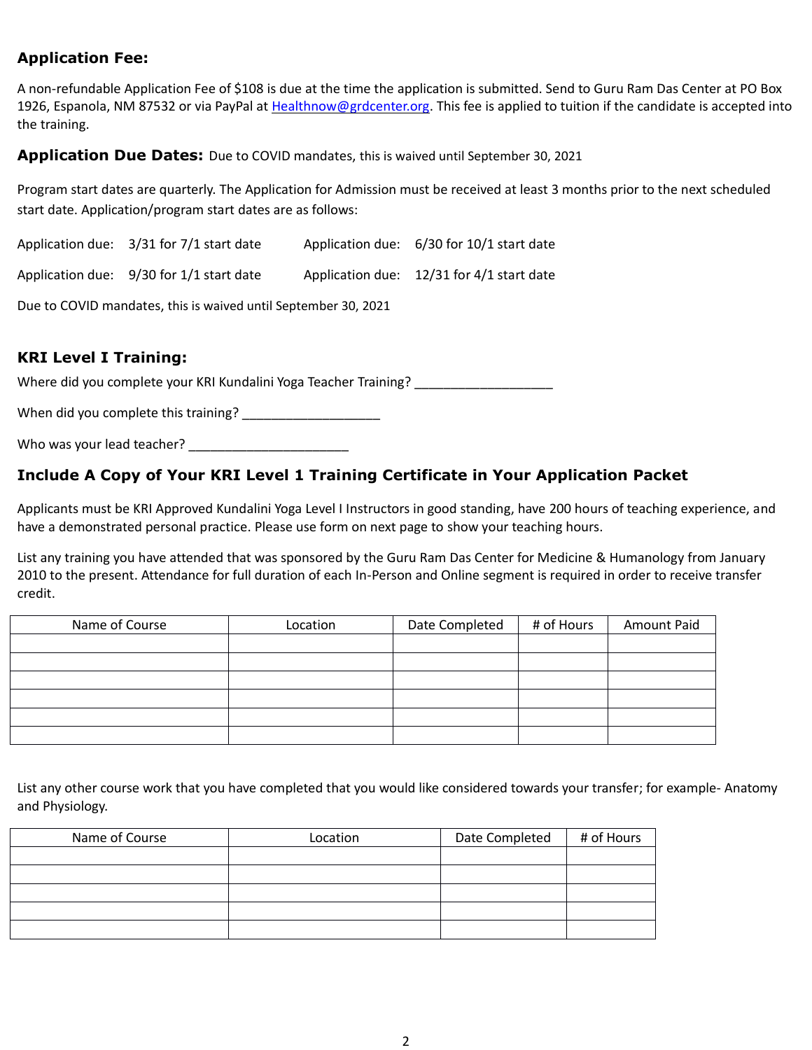**Application Fee:**

A non-refundable Application Fee of $108 is due at the time the application is submitted. Send to Guru Ram Das Center at PO Box 1926, Espanola, NM 87532 or via PayPal at Healthnow@grdcenter.org. This fee is applied to tuition if the candidate is accepted into the training.

**Application Due Dates:** Due to COVID mandates, this is waived until September 30, 2021

Program start dates are quarterly. The Application for Admission must be received at least 3 months prior to the next scheduled start date. Application/program start dates are as follows:

Application due: 3/31 for 7/1 start date

Application due: 6/30 for 10/1 start date

Application due: 9/30 for 1/1 start date

Application due: 12/31 for 4/1 start date

Due to COVID mandates, this is waived until September 30, 2021

**KRI Level I Training:**

Where did you complete your KRI Kundalini Yoga Teacher Training? ___________________

When did you complete this training? ___________________

Who was your lead teacher? ______________________

**Include A Copy of Your KRI Level 1 Training Certificate in Your Application Packet**

Applicants must be KRI Approved Kundalini Yoga Level I Instructors in good standing, have 200 hours of teaching experience, and have a demonstrated personal practice. Please use form on next page to show your teaching hours.

List any training you have attended that was sponsored by the Guru Ram Das Center for Medicine & Humanology from January 2010 to the present. Attendance for full duration of each In-Person and Online segment is required in order to receive transfer credit.

| Name of Course | Location | Date Completed | # of Hours | Amount Paid |
|---|---|---|---|---|
| | | | | |
| | | | | |
| | | | | |
| | | | | |
| | | | | |
| | | | | |

List any other course work that you have completed that you would like considered towards your transfer; for example- Anatomy and Physiology.

| Name of Course | Location | Date Completed | # of Hours |
|---|---|---|---|
| | | | |
| | | | |
| | | | |
| | | | |
| | | | |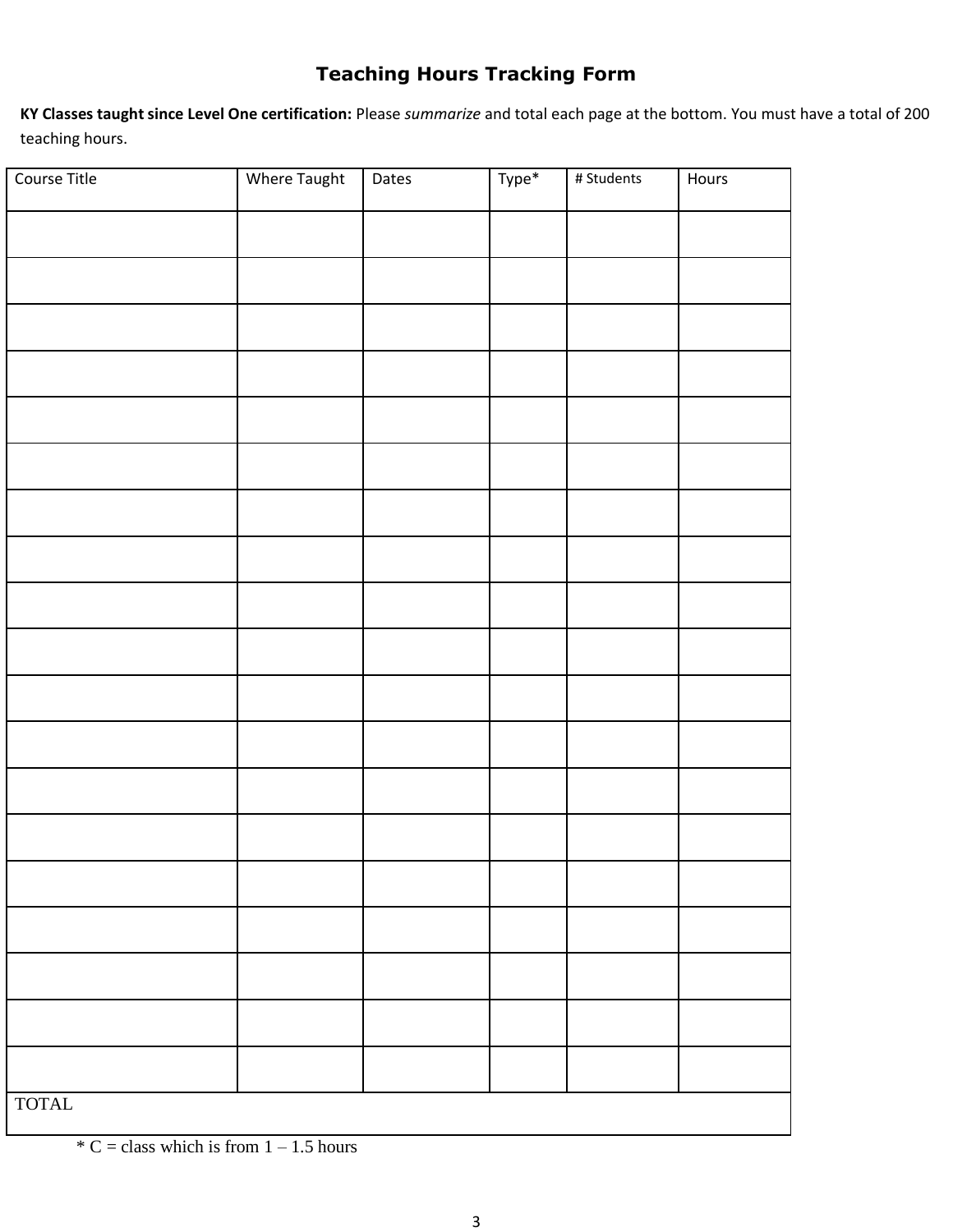# Teaching Hours Tracking Form

**KY Classes taught since Level One certification:** Please *summarize* and total each page at the bottom. You must have a total of 200 teaching hours.

| Course Title | Where Taught | Dates | Type* | # Students | Hours |
|---|---|---|---|---|---|
| | | | | | |
| | | | | | |
| | | | | | |
| | | | | | |
| | | | | | |
| | | | | | |
| | | | | | |
| | | | | | |
| | | | | | |
| | | | | | |
| | | | | | |
| | | | | | |
| | | | | | |
| | | | | | |
| | | | | | |
| | | | | | |
| | | | | | |
| | | | | | |
| | | | | | |
| TOTAL | | | | | |

* C = class which is from 1 – 1.5 hours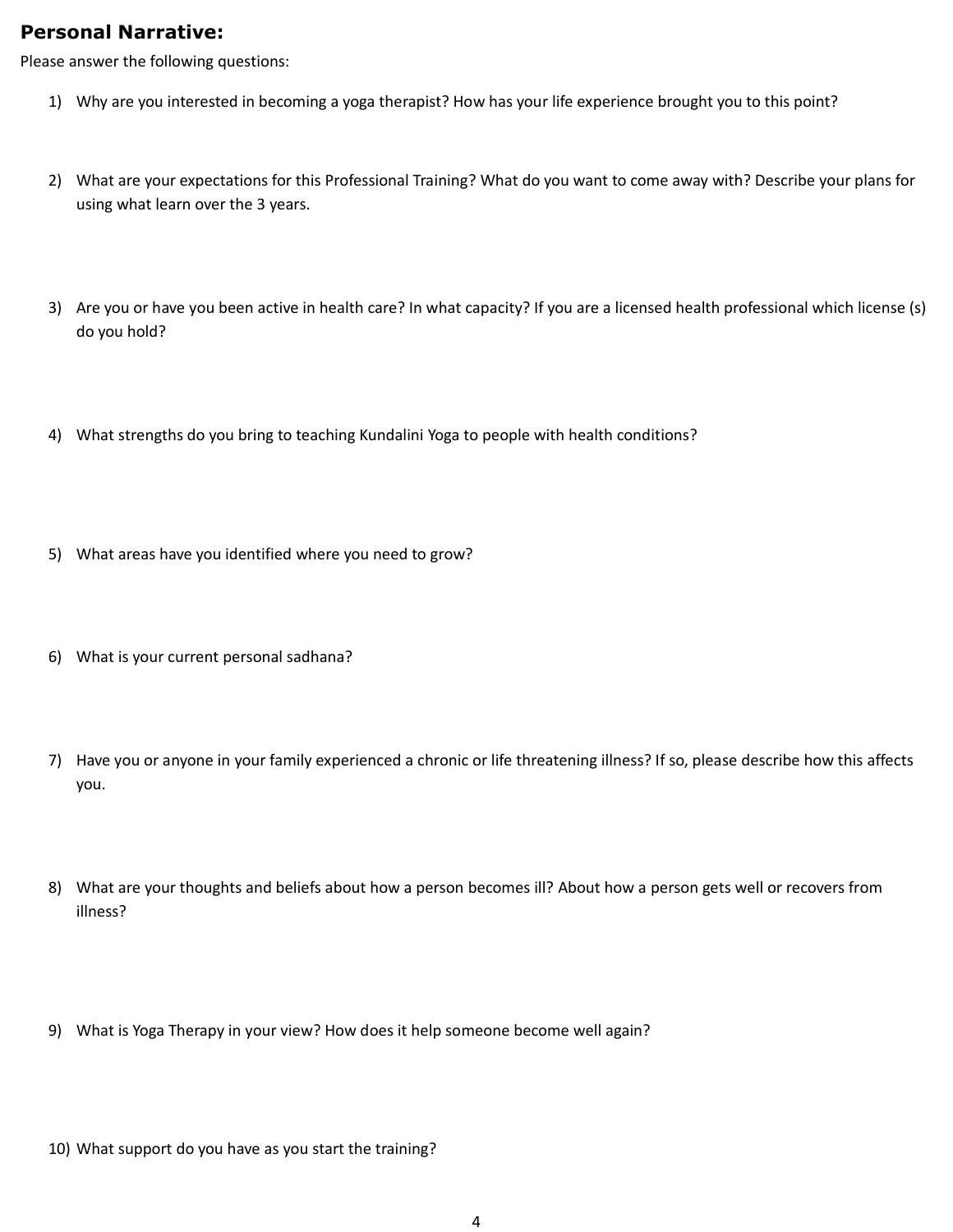**Personal Narrative:**

Please answer the following questions:

1) Why are you interested in becoming a yoga therapist? How has your life experience brought you to this point?

2) What are your expectations for this Professional Training? What do you want to come away with? Describe your plans for using what learn over the 3 years.

3) Are you or have you been active in health care? In what capacity? If you are a licensed health professional which license (s) do you hold?

4) What strengths do you bring to teaching Kundalini Yoga to people with health conditions?

5) What areas have you identified where you need to grow?

6) What is your current personal sadhana?

7) Have you or anyone in your family experienced a chronic or life threatening illness? If so, please describe how this affects you.

8) What are your thoughts and beliefs about how a person becomes ill? About how a person gets well or recovers from illness?

9) What is Yoga Therapy in your view? How does it help someone become well again?

10) What support do you have as you start the training?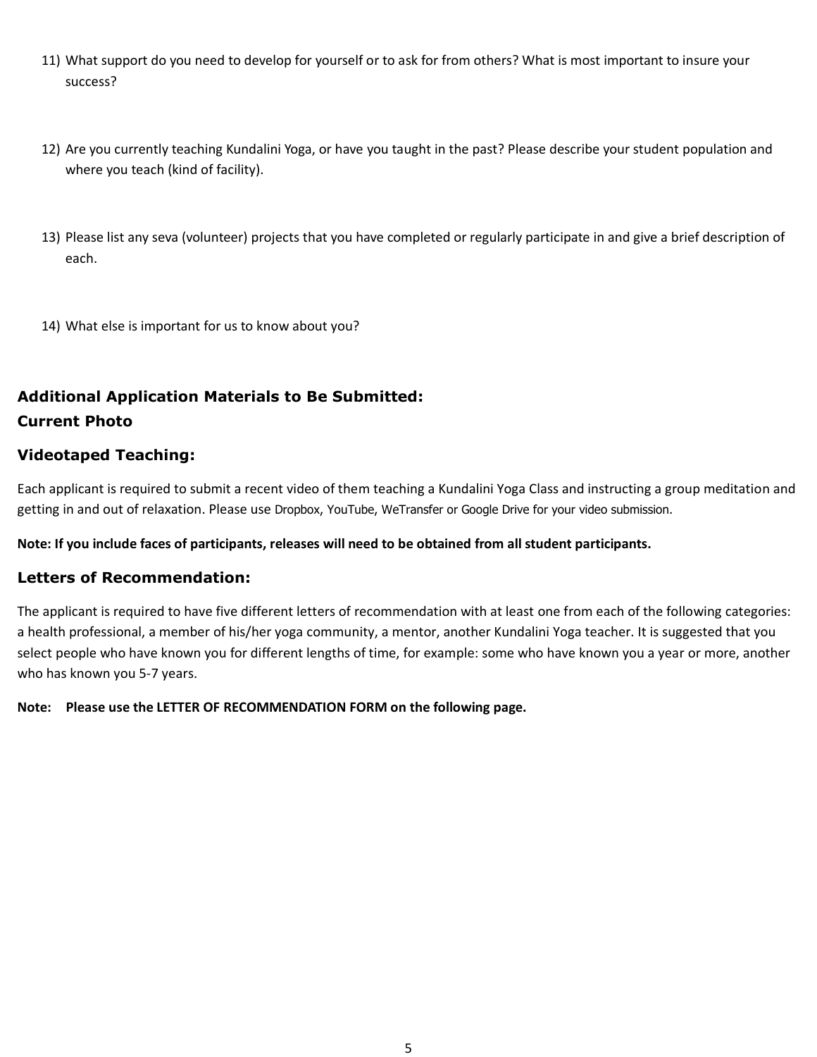11) What support do you need to develop for yourself or to ask for from others? What is most important to insure your success?

12) Are you currently teaching Kundalini Yoga, or have you taught in the past? Please describe your student population and where you teach (kind of facility).

13) Please list any seva (volunteer) projects that you have completed or regularly participate in and give a brief description of each.

14) What else is important for us to know about you?

## Additional Application Materials to Be Submitted:

## Current Photo

### Videotaped Teaching:

Each applicant is required to submit a recent video of them teaching a Kundalini Yoga Class and instructing a group meditation and getting in and out of relaxation. Please use Dropbox, YouTube, WeTransfer or Google Drive for your video submission.

**Note: If you include faces of participants, releases will need to be obtained from all student participants.**

### Letters of Recommendation:

The applicant is required to have five different letters of recommendation with at least one from each of the following categories: a health professional, a member of his/her yoga community, a mentor, another Kundalini Yoga teacher. It is suggested that you select people who have known you for different lengths of time, for example: some who have known you a year or more, another who has known you 5-7 years.

**Note: Please use the LETTER OF RECOMMENDATION FORM on the following page.**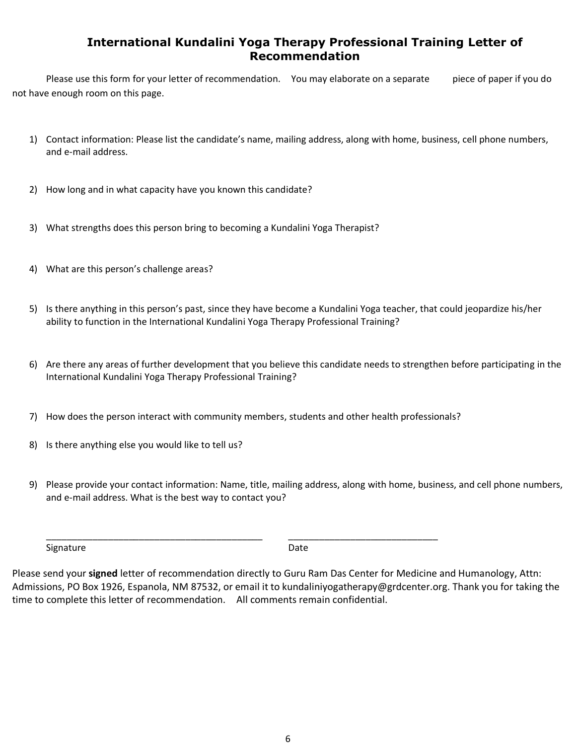## International Kundalini Yoga Therapy Professional Training Letter of Recommendation

Please use this form for your letter of recommendation. You may elaborate on a separate piece of paper if you do not have enough room on this page.

1) Contact information: Please list the candidate's name, mailing address, along with home, business, cell phone numbers, and e-mail address.

2) How long and in what capacity have you known this candidate?

3) What strengths does this person bring to becoming a Kundalini Yoga Therapist?

4) What are this person's challenge areas?

5) Is there anything in this person's past, since they have become a Kundalini Yoga teacher, that could jeopardize his/her ability to function in the International Kundalini Yoga Therapy Professional Training?

6) Are there any areas of further development that you believe this candidate needs to strengthen before participating in the International Kundalini Yoga Therapy Professional Training?

7) How does the person interact with community members, students and other health professionals?

8) Is there anything else you would like to tell us?

9) Please provide your contact information: Name, title, mailing address, along with home, business, and cell phone numbers, and e-mail address. What is the best way to contact you?

\_\_\_\_\_\_\_\_\_\_\_\_\_\_\_\_\_\_\_\_\_\_\_\_\_\_\_\_\_\_\_\_\_\_\_\_\_\_\_\_\_\_ \_\_\_\_\_\_\_\_\_\_\_\_\_\_\_\_\_\_\_\_\_\_\_\_\_\_\_\_\_\_

Signature Date

Please send your **signed** letter of recommendation directly to Guru Ram Das Center for Medicine and Humanology, Attn: Admissions, PO Box 1926, Espanola, NM 87532, or email it to kundaliniyogatherapy@grdcenter.org. Thank you for taking the time to complete this letter of recommendation. All comments remain confidential.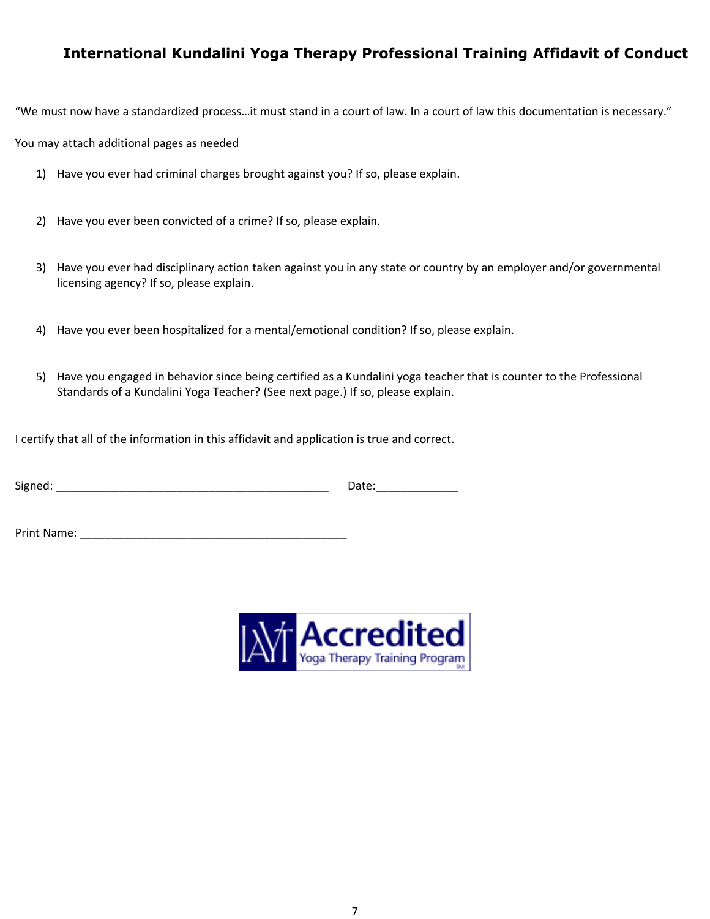# International Kundalini Yoga Therapy Professional Training Affidavit of Conduct

"We must now have a standardized process…it must stand in a court of law. In a court of law this documentation is necessary."

You may attach additional pages as needed

1) Have you ever had criminal charges brought against you? If so, please explain.

2) Have you ever been convicted of a crime? If so, please explain.

3) Have you ever had disciplinary action taken against you in any state or country by an employer and/or governmental licensing agency? If so, please explain.

4) Have you ever been hospitalized for a mental/emotional condition? If so, please explain.

5) Have you engaged in behavior since being certified as a Kundalini yoga teacher that is counter to the Professional Standards of a Kundalini Yoga Teacher? (See next page.) If so, please explain.

I certify that all of the information in this affidavit and application is true and correct.

Signed: ___________________________________________ Date:_____________

Print Name: __________________________________________

IAYT Accredited Yoga Therapy Training Program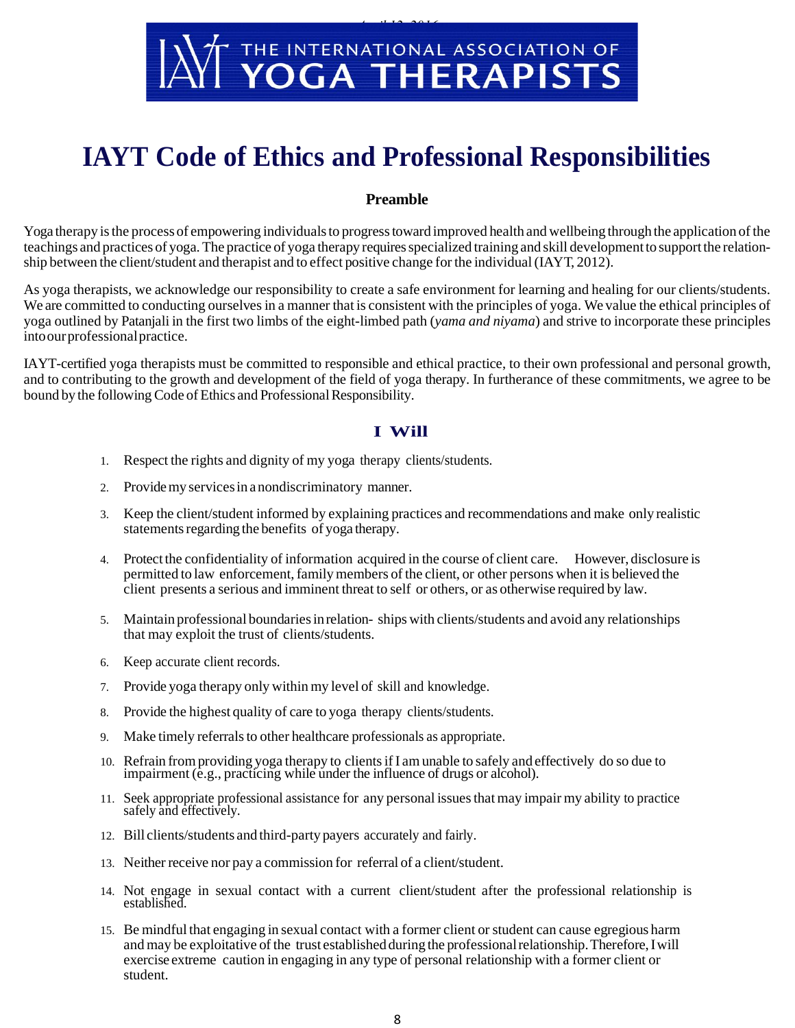# IAYT Code of Ethics and Professional Responsibilities

### Preamble

Yoga therapy is the process of empowering individuals to progress toward improved health and wellbeing through the application of the teachings and practices of yoga. The practice of yoga therapy requires specialized training and skill development to support the relationship between the client/student and therapist and to effect positive change for the individual (IAYT, 2012).

As yoga therapists, we acknowledge our responsibility to create a safe environment for learning and healing for our clients/students. We are committed to conducting ourselves in a manner that is consistent with the principles of yoga. We value the ethical principles of yoga outlined by Patanjali in the first two limbs of the eight-limbed path (*yama and niyama*) and strive to incorporate these principles into our professional practice.

IAYT-certified yoga therapists must be committed to responsible and ethical practice, to their own professional and personal growth, and to contributing to the growth and development of the field of yoga therapy. In furtherance of these commitments, we agree to be bound by the following Code of Ethics and Professional Responsibility.

## I Will

1. Respect the rights and dignity of my yoga therapy clients/students.
2. Provide my services in a nondiscriminatory manner.
3. Keep the client/student informed by explaining practices and recommendations and make only realistic statements regarding the benefits of yoga therapy.
4. Protect the confidentiality of information acquired in the course of client care. However, disclosure is permitted to law enforcement, family members of the client, or other persons when it is believed the client presents a serious and imminent threat to self or others, or as otherwise required by law.
5. Maintain professional boundaries in relation- ships with clients/students and avoid any relationships that may exploit the trust of clients/students.
6. Keep accurate client records.
7. Provide yoga therapy only within my level of skill and knowledge.
8. Provide the highest quality of care to yoga therapy clients/students.
9. Make timely referrals to other healthcare professionals as appropriate.
10. Refrain from providing yoga therapy to clients if I am unable to safely and effectively do so due to impairment (e.g., practicing while under the influence of drugs or alcohol).
11. Seek appropriate professional assistance for any personal issues that may impair my ability to practice safely and effectively.
12. Bill clients/students and third-party payers accurately and fairly.
13. Neither receive nor pay a commission for referral of a client/student.
14. Not engage in sexual contact with a current client/student after the professional relationship is established.
15. Be mindful that engaging in sexual contact with a former client or student can cause egregious harm and may be exploitative of the trust established during the professional relationship. Therefore, I will exercise extreme caution in engaging in any type of personal relationship with a former client or student.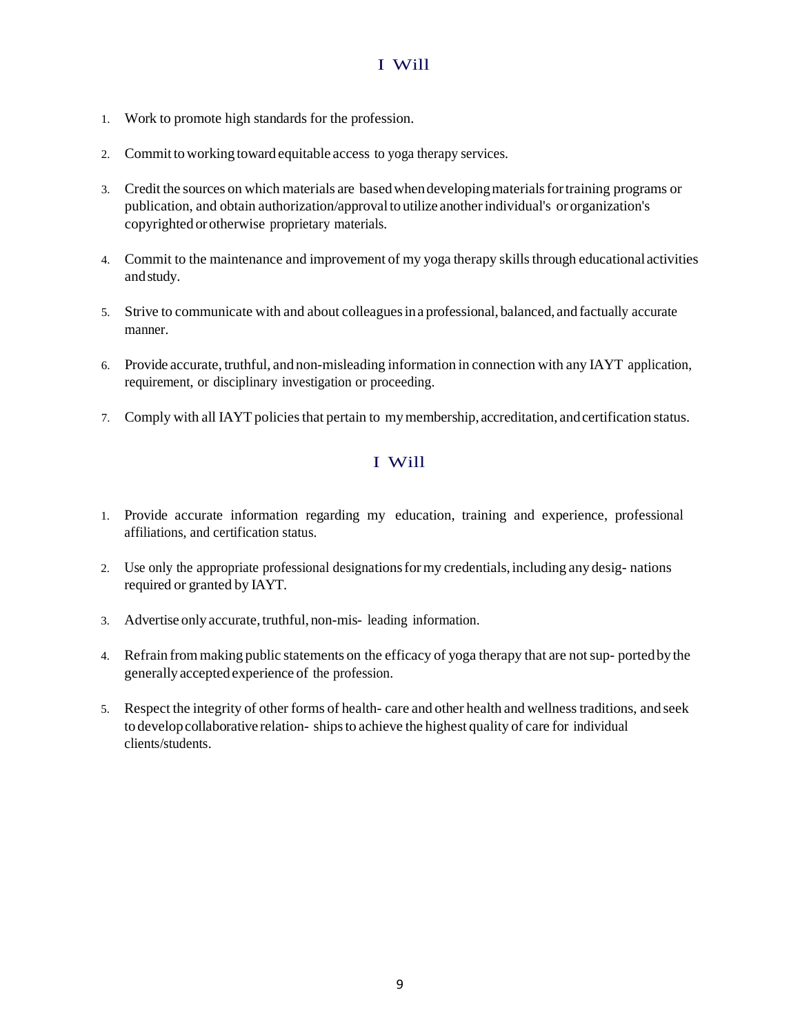## I Will

1. Work to promote high standards for the profession.
2. Commit to working toward equitable access to yoga therapy services.
3. Credit the sources on which materials are based when developing materials for training programs or publication, and obtain authorization/approval to utilize another individual's or organization's copyrighted or otherwise proprietary materials.
4. Commit to the maintenance and improvement of my yoga therapy skills through educational activities and study.
5. Strive to communicate with and about colleagues in a professional, balanced, and factually accurate manner.
6. Provide accurate, truthful, and non-misleading information in connection with any IAYT application, requirement, or disciplinary investigation or proceeding.
7. Comply with all IAYT policies that pertain to my membership, accreditation, and certification status.

## I Will

1. Provide accurate information regarding my education, training and experience, professional affiliations, and certification status.
2. Use only the appropriate professional designations for my credentials, including any desig- nations required or granted by IAYT.
3. Advertise only accurate, truthful, non-mis- leading information.
4. Refrain from making public statements on the efficacy of yoga therapy that are not sup- ported by the generally accepted experience of the profession.
5. Respect the integrity of other forms of health- care and other health and wellness traditions, and seek to develop collaborative relation- ships to achieve the highest quality of care for individual clients/students.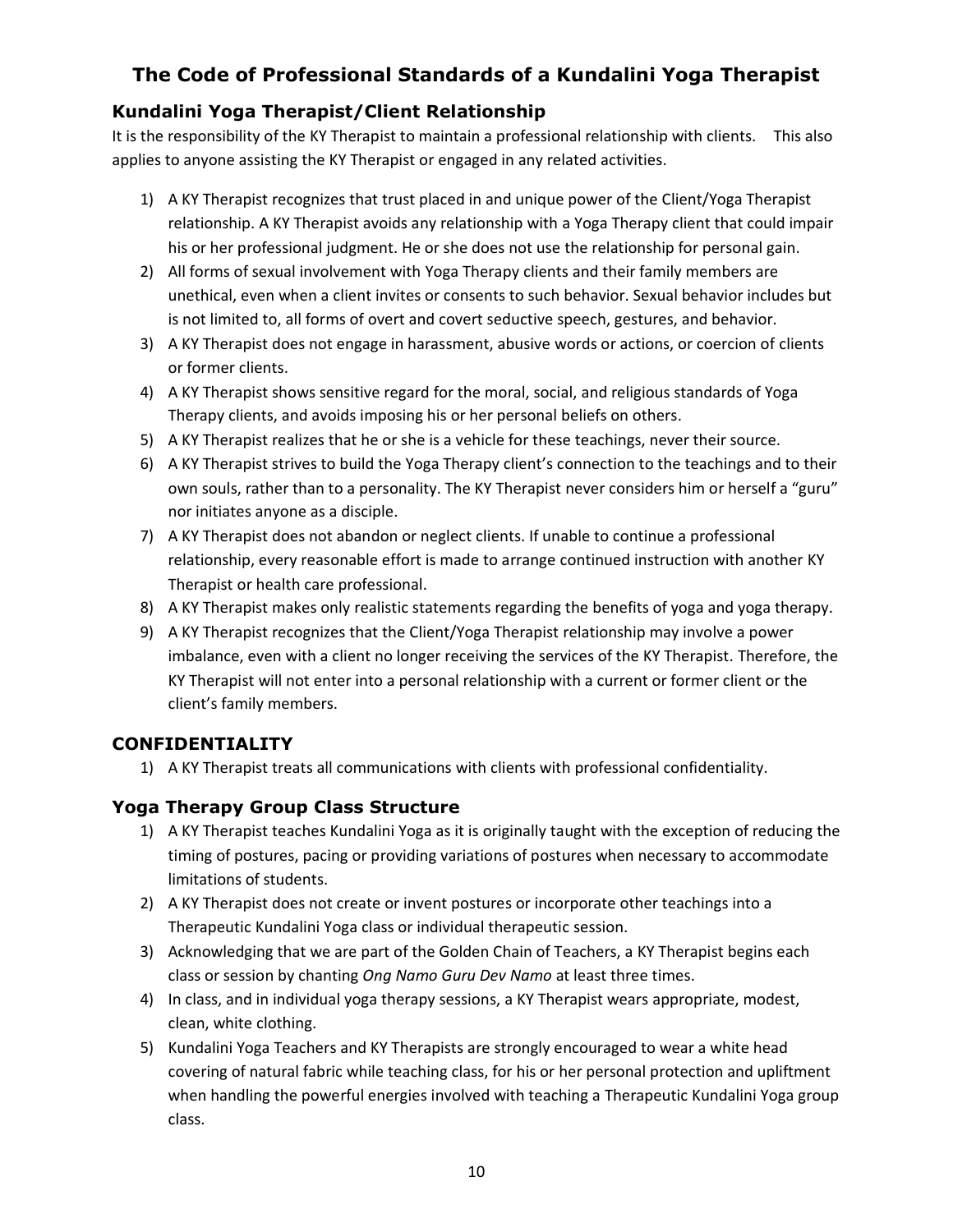# The Code of Professional Standards of a Kundalini Yoga Therapist

## Kundalini Yoga Therapist/Client Relationship

It is the responsibility of the KY Therapist to maintain a professional relationship with clients. This also applies to anyone assisting the KY Therapist or engaged in any related activities.

1) A KY Therapist recognizes that trust placed in and unique power of the Client/Yoga Therapist relationship. A KY Therapist avoids any relationship with a Yoga Therapy client that could impair his or her professional judgment. He or she does not use the relationship for personal gain.
2) All forms of sexual involvement with Yoga Therapy clients and their family members are unethical, even when a client invites or consents to such behavior. Sexual behavior includes but is not limited to, all forms of overt and covert seductive speech, gestures, and behavior.
3) A KY Therapist does not engage in harassment, abusive words or actions, or coercion of clients or former clients.
4) A KY Therapist shows sensitive regard for the moral, social, and religious standards of Yoga Therapy clients, and avoids imposing his or her personal beliefs on others.
5) A KY Therapist realizes that he or she is a vehicle for these teachings, never their source.
6) A KY Therapist strives to build the Yoga Therapy client's connection to the teachings and to their own souls, rather than to a personality. The KY Therapist never considers him or herself a "guru" nor initiates anyone as a disciple.
7) A KY Therapist does not abandon or neglect clients. If unable to continue a professional relationship, every reasonable effort is made to arrange continued instruction with another KY Therapist or health care professional.
8) A KY Therapist makes only realistic statements regarding the benefits of yoga and yoga therapy.
9) A KY Therapist recognizes that the Client/Yoga Therapist relationship may involve a power imbalance, even with a client no longer receiving the services of the KY Therapist. Therefore, the KY Therapist will not enter into a personal relationship with a current or former client or the client's family members.

## CONFIDENTIALITY

1) A KY Therapist treats all communications with clients with professional confidentiality.

## Yoga Therapy Group Class Structure

1) A KY Therapist teaches Kundalini Yoga as it is originally taught with the exception of reducing the timing of postures, pacing or providing variations of postures when necessary to accommodate limitations of students.
2) A KY Therapist does not create or invent postures or incorporate other teachings into a Therapeutic Kundalini Yoga class or individual therapeutic session.
3) Acknowledging that we are part of the Golden Chain of Teachers, a KY Therapist begins each class or session by chanting *Ong Namo Guru Dev Namo* at least three times.
4) In class, and in individual yoga therapy sessions, a KY Therapist wears appropriate, modest, clean, white clothing.
5) Kundalini Yoga Teachers and KY Therapists are strongly encouraged to wear a white head covering of natural fabric while teaching class, for his or her personal protection and upliftment when handling the powerful energies involved with teaching a Therapeutic Kundalini Yoga group class.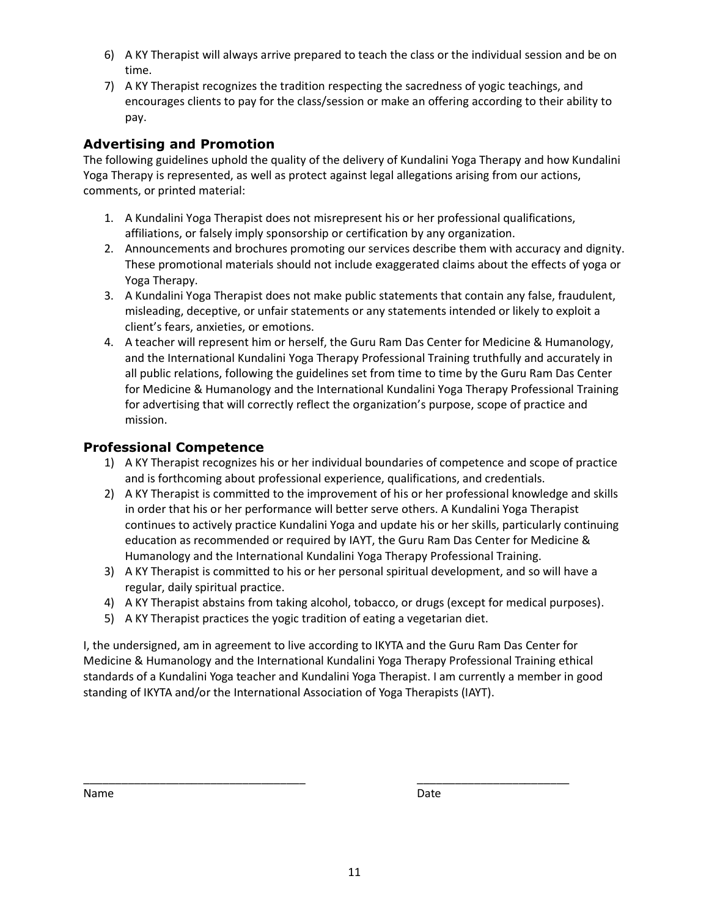6) A KY Therapist will always arrive prepared to teach the class or the individual session and be on time.
7) A KY Therapist recognizes the tradition respecting the sacredness of yogic teachings, and encourages clients to pay for the class/session or make an offering according to their ability to pay.

## Advertising and Promotion

The following guidelines uphold the quality of the delivery of Kundalini Yoga Therapy and how Kundalini Yoga Therapy is represented, as well as protect against legal allegations arising from our actions, comments, or printed material:

1. A Kundalini Yoga Therapist does not misrepresent his or her professional qualifications, affiliations, or falsely imply sponsorship or certification by any organization.
2. Announcements and brochures promoting our services describe them with accuracy and dignity. These promotional materials should not include exaggerated claims about the effects of yoga or Yoga Therapy.
3. A Kundalini Yoga Therapist does not make public statements that contain any false, fraudulent, misleading, deceptive, or unfair statements or any statements intended or likely to exploit a client's fears, anxieties, or emotions.
4. A teacher will represent him or herself, the Guru Ram Das Center for Medicine & Humanology, and the International Kundalini Yoga Therapy Professional Training truthfully and accurately in all public relations, following the guidelines set from time to time by the Guru Ram Das Center for Medicine & Humanology and the International Kundalini Yoga Therapy Professional Training for advertising that will correctly reflect the organization's purpose, scope of practice and mission.

## Professional Competence

1) A KY Therapist recognizes his or her individual boundaries of competence and scope of practice and is forthcoming about professional experience, qualifications, and credentials.
2) A KY Therapist is committed to the improvement of his or her professional knowledge and skills in order that his or her performance will better serve others. A Kundalini Yoga Therapist continues to actively practice Kundalini Yoga and update his or her skills, particularly continuing education as recommended or required by IAYT, the Guru Ram Das Center for Medicine & Humanology and the International Kundalini Yoga Therapy Professional Training.
3) A KY Therapist is committed to his or her personal spiritual development, and so will have a regular, daily spiritual practice.
4) A KY Therapist abstains from taking alcohol, tobacco, or drugs (except for medical purposes).
5) A KY Therapist practices the yogic tradition of eating a vegetarian diet.

I, the undersigned, am in agreement to live according to IKYTA and the Guru Ram Das Center for Medicine & Humanology and the International Kundalini Yoga Therapy Professional Training ethical standards of a Kundalini Yoga teacher and Kundalini Yoga Therapist. I am currently a member in good standing of IKYTA and/or the International Association of Yoga Therapists (IAYT).

___________________________________ ________________________

Name Date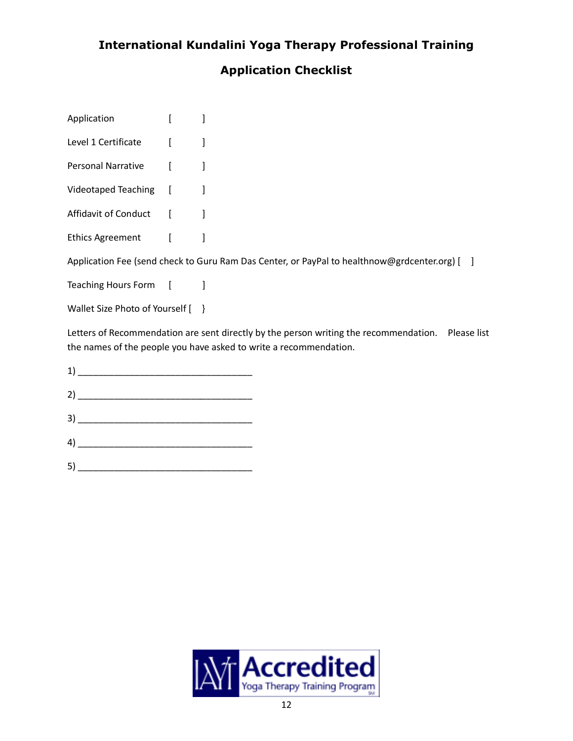# International Kundalini Yoga Therapy Professional Training

## Application Checklist

Application [ ]

Level 1 Certificate [ ]

Personal Narrative [ ]

Videotaped Teaching [ ]

Affidavit of Conduct [ ]

Ethics Agreement [ ]

Application Fee (send check to Guru Ram Das Center, or PayPal to healthnow@grdcenter.org) [ ]

Teaching Hours Form [ ]

Wallet Size Photo of Yourself [ }

Letters of Recommendation are sent directly by the person writing the recommendation. Please list the names of the people you have asked to write a recommendation.

1) ___________________________________

2) ___________________________________

3) ___________________________________

4) ___________________________________

5) ___________________________________

IAYT Accredited Yoga Therapy Training Program